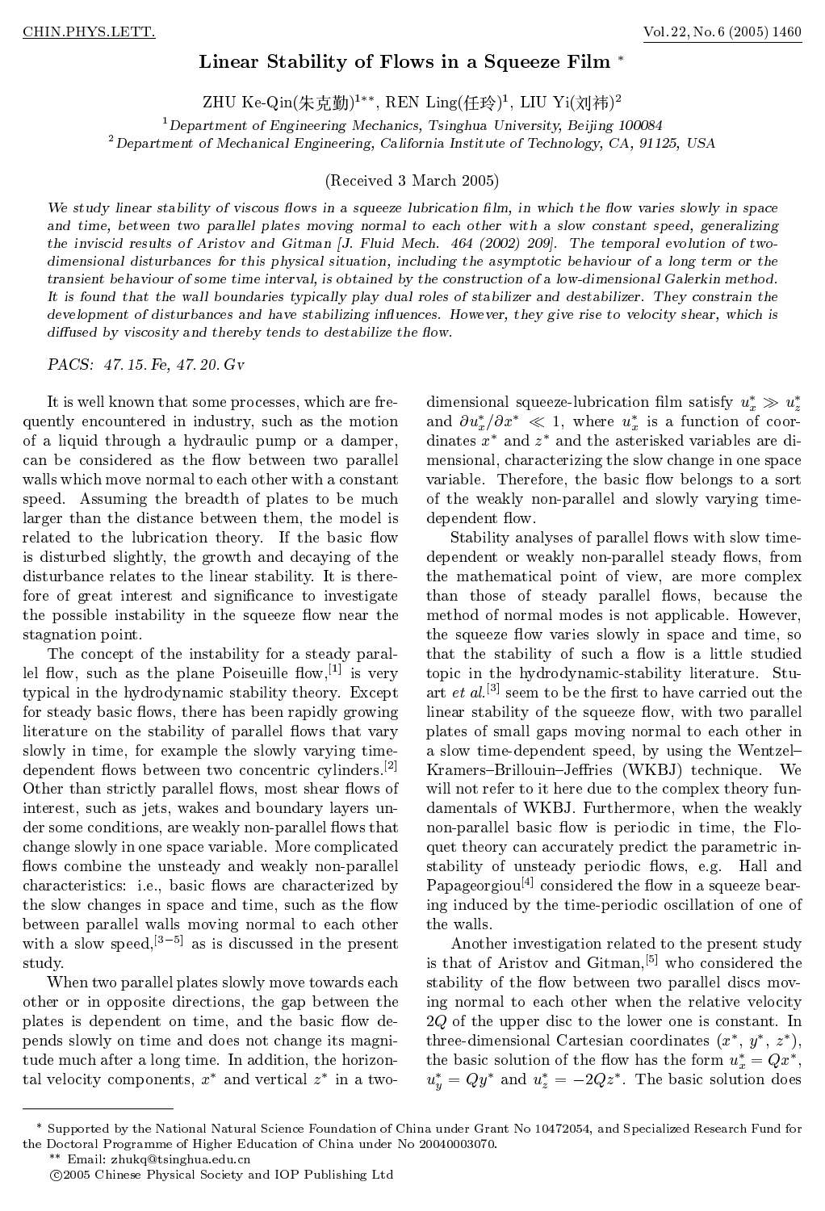# Linear Stability of Flows in a Squeeze Film *

ZHU Ke-Qin(朱克勤)[1**], REN Ling(任玲)[1], LIU Yi(刘祎)[2]

[1] *Department of Engineering Mechanics, Tsinghua University, Beijing 100084*

[2] *Department of Mechanical Engineering, California Institute of Technology, CA, 91125, USA*

(Received 3 March 2005)

*We study linear stability of viscous flows in a squeeze lubrication film, in which the flow varies slowly in space and time, between two parallel plates moving normal to each other with a slow constant speed, generalizing the inviscid results of Aristov and Gitman [J. Fluid Mech. 464 (2002) 209]. The temporal evolution of two-dimensional disturbances for this physical situation, including the asymptotic behaviour of a long term or the transient behaviour of some time interval, is obtained by the construction of a low-dimensional Galerkin method. It is found that the wall boundaries typically play dual roles of stabilizer and destabilizer. They constrain the development of disturbances and have stabilizing influences. However, they give rise to velocity shear, which is diffused by viscosity and thereby tends to destabilize the flow.*

*PACS: 47.15.Fe, 47.20.Gv*

It is well known that some processes, which are frequently encountered in industry, such as the motion of a liquid through a hydraulic pump or a damper, can be considered as the flow between two parallel walls which move normal to each other with a constant speed. Assuming the breadth of plates to be much larger than the distance between them, the model is related to the lubrication theory. If the basic flow is disturbed slightly, the growth and decaying of the disturbance relates to the linear stability. It is therefore of great interest and significance to investigate the possible instability in the squeeze flow near the stagnation point.

The concept of the instability for a steady parallel flow, such as the plane Poiseuille flow,[1] is very typical in the hydrodynamic stability theory. Except for steady basic flows, there has been rapidly growing literature on the stability of parallel flows that vary slowly in time, for example the slowly varying time-dependent flows between two concentric cylinders.[2] Other than strictly parallel flows, most shear flows of interest, such as jets, wakes and boundary layers under some conditions, are weakly non-parallel flows that change slowly in one space variable. More complicated flows combine the unsteady and weakly non-parallel characteristics: i.e., basic flows are characterized by the slow changes in space and time, such as the flow between parallel walls moving normal to each other with a slow speed,[3–5] as is discussed in the present study.

When two parallel plates slowly move towards each other or in opposite directions, the gap between the plates is dependent on time, and the basic flow depends slowly on time and does not change its magnitude much after a long time. In addition, the horizontal velocity components, $x^*$ and vertical $z^*$ in a two-dimensional squeeze-lubrication film satisfy $u_x^* \gg u_z^*$ and $\partial u_x^*/\partial x^* \ll 1$, where $u_x^*$ is a function of coordinates $x^*$ and $z^*$ and the asterisked variables are dimensional, characterizing the slow change in one space variable. Therefore, the basic flow belongs to a sort of the weakly non-parallel and slowly varying time-dependent flow.

Stability analyses of parallel flows with slow time-dependent or weakly non-parallel steady flows, from the mathematical point of view, are more complex than those of steady parallel flows, because the method of normal modes is not applicable. However, the squeeze flow varies slowly in space and time, so that the stability of such a flow is a little studied topic in the hydrodynamic-stability literature. Stuart *et al.*[3] seem to be the first to have carried out the linear stability of the squeeze flow, with two parallel plates of small gaps moving normal to each other in a slow time-dependent speed, by using the Wentzel–Kramers–Brillouin–Jeffries (WKBJ) technique. We will not refer to it here due to the complex theory fundamentals of WKBJ. Furthermore, when the weakly non-parallel basic flow is periodic in time, the Floquet theory can accurately predict the parametric instability of unsteady periodic flows, e.g. Hall and Papageorgiou[4] considered the flow in a squeeze bearing induced by the time-periodic oscillation of one of the walls.

Another investigation related to the present study is that of Aristov and Gitman,[5] who considered the stability of the flow between two parallel discs moving normal to each other when the relative velocity $2Q$ of the upper disc to the lower one is constant. In three-dimensional Cartesian coordinates $(x^*, y^*, z^*)$, the basic solution of the flow has the form $u_x^* = Qx^*$, $u_y^* = Qy^*$ and $u_z^* = -2Qz^*$. The basic solution does

---

* Supported by the National Natural Science Foundation of China under Grant No 10472054, and Specialized Research Fund for the Doctoral Programme of Higher Education of China under No 20040003070.

** Email: zhukq@tsinghua.edu.cn

©2005 Chinese Physical Society and IOP Publishing Ltd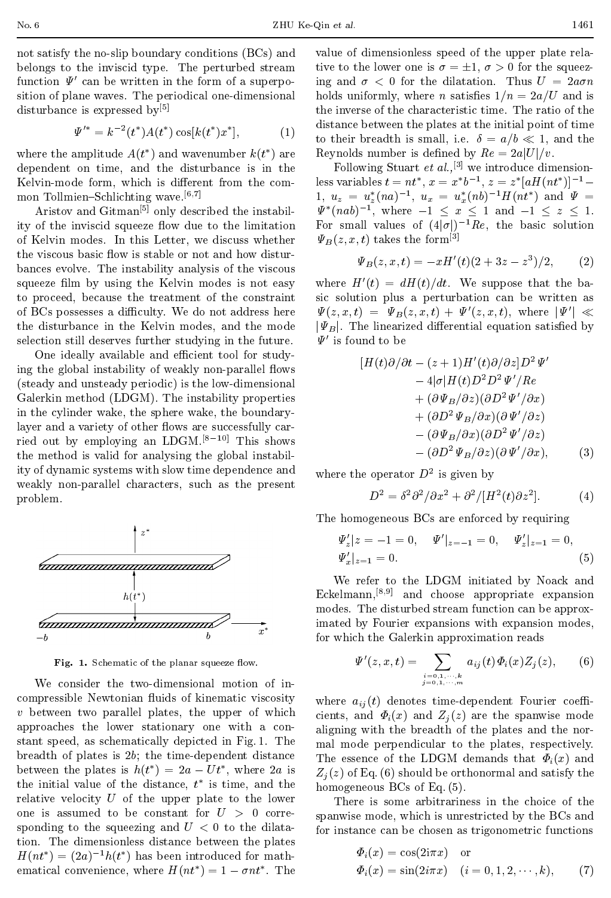not satisfy the no-slip boundary conditions (BCs) and belongs to the inviscid type. The perturbed stream function $\Psi'$ can be written in the form of a superposition of plane waves. The periodical one-dimensional disturbance is expressed by[5]

$$\Psi'^{*} = k^{-2}(t^*)A(t^*)\cos[k(t^*)x^*], \tag{1}$$

where the amplitude $A(t^*)$ and wavenumber $k(t^*)$ are dependent on time, and the disturbance is in the Kelvin-mode form, which is different from the common Tollmien–Schlichting wave.[6,7]

Aristov and Gitman[5] only described the instability of the inviscid squeeze flow due to the limitation of Kelvin modes. In this Letter, we discuss whether the viscous basic flow is stable or not and how disturbances evolve. The instability analysis of the viscous squeeze film by using the Kelvin modes is not easy to proceed, because the treatment of the constraint of BCs possesses a difficulty. We do not address here the disturbance in the Kelvin modes, and the mode selection still deserves further studying in the future.

One ideally available and efficient tool for studying the global instability of weakly non-parallel flows (steady and unsteady periodic) is the low-dimensional Galerkin method (LDGM). The instability properties in the cylinder wake, the sphere wake, the boundary-layer and a variety of other flows are successfully carried out by employing an LDGM.[8–10] This shows the method is valid for analysing the global instability of dynamic systems with slow time dependence and weakly non-parallel characters, such as the present problem.

**Fig. 1.** Schematic of the planar squeeze flow.

We consider the two-dimensional motion of incompressible Newtonian fluids of kinematic viscosity $v$ between two parallel plates, the upper of which approaches the lower stationary one with a constant speed, as schematically depicted in Fig. 1. The breadth of plates is $2b$; the time-dependent distance between the plates is $h(t^*) = 2a - Ut^*$, where $2a$ is the initial value of the distance, $t^*$ is time, and the relative velocity $U$ of the upper plate to the lower one is assumed to be constant for $U > 0$ corresponding to the squeezing and $U < 0$ to the dilatation. The dimensionless distance between the plates $H(nt^*) = (2a)^{-1}h(t^*)$ has been introduced for mathematical convenience, where $H(nt^*) = 1 - \sigma nt^*$. The value of dimensionless speed of the upper plate relative to the lower one is $\sigma = \pm 1$, $\sigma > 0$ for the squeezing and $\sigma < 0$ for the dilatation. Thus $U = 2a\sigma n$ holds uniformly, where $n$ satisfies $1/n = 2a/U$ and is the inverse of the characteristic time. The ratio of the distance between the plates at the initial point of time to their breadth is small, i.e. $\delta = a/b \ll 1$, and the Reynolds number is defined by $Re = 2a|U|/v$.

Following Stuart *et al.*,[3] we introduce dimensionless variables $t = nt^*$, $x = x^*b^{-1}$, $z = z^*[aH(nt^*)]^{-1} - 1$, $u_z = u_z^*(na)^{-1}$, $u_x = u_x^*(nb)^{-1}H(nt^*)$ and $\Psi = \Psi^*(nab)^{-1}$, where $-1 \leq x \leq 1$ and $-1 \leq z \leq 1$. For small values of $(4|\sigma|)^{-1}Re$, the basic solution $\Psi_B(z, x, t)$ takes the form[3]

$$\Psi_B(z, x, t) = -xH'(t)(2 + 3z - z^3)/2, \tag{2}$$

where $H'(t) = dH(t)/dt$. We suppose that the basic solution plus a perturbation can be written as $\Psi(z, x, t) = \Psi_B(z, x, t) + \Psi'(z, x, t)$, where $|\Psi'| \ll |\Psi_B|$. The linearized differential equation satisfied by $\Psi'$ is found to be

$$\begin{aligned}
&[H(t)\partial/\partial t - (z+1)H'(t)\partial/\partial z]D^2\Psi' \\
&\quad - 4|\sigma|H(t)D^2D^2\Psi'/Re \\
&\quad + (\partial\Psi_B/\partial z)(\partial D^2\Psi'/\partial x) \\
&\quad + (\partial D^2\Psi_B/\partial x)(\partial\Psi'/\partial z) \\
&\quad - (\partial\Psi_B/\partial x)(\partial D^2\Psi'/\partial z) \\
&\quad - (\partial D^2\Psi_B/\partial z)(\partial\Psi'/\partial x),
\end{aligned} \tag{3}$$

where the operator $D^2$ is given by

$$D^2 = \delta^2\partial^2/\partial x^2 + \partial^2/[H^2(t)\partial z^2]. \tag{4}$$

The homogeneous BCs are enforced by requiring

$$\begin{aligned}
&\Psi'_z|z = -1 = 0, \quad \Psi'|_{z=-1} = 0, \quad \Psi'_z|_{z=1} = 0, \\
&\Psi'_x|_{z=1} = 0.
\end{aligned} \tag{5}$$

We refer to the LDGM initiated by Noack and Eckelmann,[8,9] and choose appropriate expansion modes. The disturbed stream function can be approximated by Fourier expansions with expansion modes, for which the Galerkin approximation reads

$$\Psi'(z, x, t) = \sum_{\substack{i=0,1,\cdots,k\\ j=0,1,\cdots,m}} a_{ij}(t)\Phi_i(x)Z_j(z), \tag{6}$$

where $a_{ij}(t)$ denotes time-dependent Fourier coefficients, and $\Phi_i(x)$ and $Z_j(z)$ are the spanwise mode aligning with the breadth of the plates and the normal mode perpendicular to the plates, respectively. The essence of the LDGM demands that $\Phi_i(x)$ and $Z_j(z)$ of Eq. (6) should be orthonormal and satisfy the homogeneous BCs of Eq. (5).

There is some arbitrariness in the choice of the spanwise mode, which is unrestricted by the BCs and for instance can be chosen as trigonometric functions

$$\begin{aligned}
&\Phi_i(x) = \cos(2i\pi x) \quad \text{or} \\
&\Phi_i(x) = \sin(2i\pi x) \quad (i = 0, 1, 2, \cdots, k),
\end{aligned} \tag{7}$$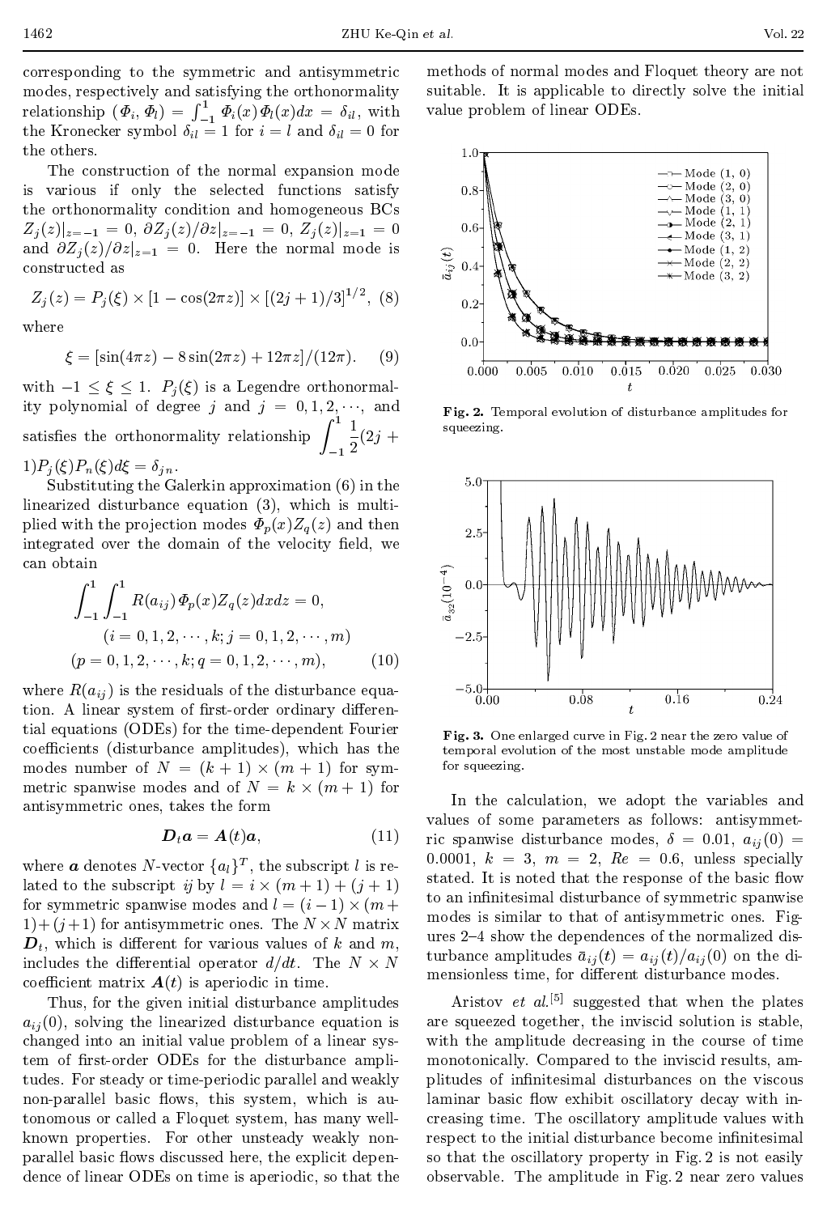corresponding to the symmetric and antisymmetric modes, respectively and satisfying the orthonormality relationship $(\Phi_i, \Phi_l) = \int_{-1}^{1} \Phi_i(x)\Phi_l(x)dx = \delta_{il}$, with the Kronecker symbol $\delta_{il} = 1$ for $i = l$ and $\delta_{il} = 0$ for the others.

The construction of the normal expansion mode is various if only the selected functions satisfy the orthonormality condition and homogeneous BCs $Z_j(z)|_{z=-1} = 0$, $\partial Z_j(z)/\partial z|_{z=-1} = 0$, $Z_j(z)|_{z=1} = 0$ and $\partial Z_j(z)/\partial z|_{z=1} = 0$. Here the normal mode is constructed as

$$Z_j(z) = P_j(\xi) \times [1 - \cos(2\pi z)] \times [(2j+1)/3]^{1/2}, \quad (8)$$

where

$$\xi = [\sin(4\pi z) - 8\sin(2\pi z) + 12\pi z]/(12\pi). \quad (9)$$

with $-1 \le \xi \le 1$. $P_j(\xi)$ is a Legendre orthonormality polynomial of degree $j$ and $j = 0, 1, 2, \cdots$, and satisfies the orthonormality relationship $\int_{-1}^{1} \frac{1}{2}(2j+1)P_j(\xi)P_n(\xi)d\xi = \delta_{jn}$.

Substituting the Galerkin approximation (6) in the linearized disturbance equation (3), which is multiplied with the projection modes $\Phi_p(x)Z_q(z)$ and then integrated over the domain of the velocity field, we can obtain

$$\int_{-1}^{1}\int_{-1}^{1} R(a_{ij})\Phi_p(x)Z_q(z)dxdz = 0,$$
$$(i = 0, 1, 2, \cdots, k; j = 0, 1, 2, \cdots, m)$$
$$(p = 0, 1, 2, \cdots, k; q = 0, 1, 2, \cdots, m), \quad (10)$$

where $R(a_{ij})$ is the residuals of the disturbance equation. A linear system of first-order ordinary differential equations (ODEs) for the time-dependent Fourier coefficients (disturbance amplitudes), which has the modes number of $N = (k+1) \times (m+1)$ for symmetric spanwise modes and of $N = k \times (m+1)$ for antisymmetric ones, takes the form

$$\boldsymbol{D}_t \boldsymbol{a} = \boldsymbol{A}(t)\boldsymbol{a}, \quad (11)$$

where $\boldsymbol{a}$ denotes $N$-vector $\{a_l\}^T$, the subscript $l$ is related to the subscript $ij$ by $l = i \times (m+1) + (j+1)$ for symmetric spanwise modes and $l = (i-1) \times (m+1) + (j+1)$ for antisymmetric ones. The $N \times N$ matrix $\boldsymbol{D}_t$, which is different for various values of $k$ and $m$, includes the differential operator $d/dt$. The $N \times N$ coefficient matrix $\boldsymbol{A}(t)$ is aperiodic in time.

Thus, for the given initial disturbance amplitudes $a_{ij}(0)$, solving the linearized disturbance equation is changed into an initial value problem of a linear system of first-order ODEs for the disturbance amplitudes. For steady or time-periodic parallel and weakly non-parallel basic flows, this system, which is autonomous or called a Floquet system, has many well-known properties. For other unsteady weakly non-parallel basic flows discussed here, the explicit dependence of linear ODEs on time is aperiodic, so that the methods of normal modes and Floquet theory are not suitable. It is applicable to directly solve the initial value problem of linear ODEs.

**Fig. 2.** Temporal evolution of disturbance amplitudes for squeezing.

**Fig. 3.** One enlarged curve in Fig. 2 near the zero value of temporal evolution of the most unstable mode amplitude for squeezing.

In the calculation, we adopt the variables and values of some parameters as follows: antisymmetric spanwise disturbance modes, $\delta = 0.01$, $a_{ij}(0) = 0.0001$, $k = 3$, $m = 2$, $Re = 0.6$, unless specially stated. It is noted that the response of the basic flow to an infinitesimal disturbance of symmetric spanwise modes is similar to that of antisymmetric ones. Figures 2–4 show the dependences of the normalized disturbance amplitudes $\bar{a}_{ij}(t) = a_{ij}(t)/a_{ij}(0)$ on the dimensionless time, for different disturbance modes.

Aristov *et al.*[5] suggested that when the plates are squeezed together, the inviscid solution is stable, with the amplitude decreasing in the course of time monotonically. Compared to the inviscid results, amplitudes of infinitesimal disturbances on the viscous laminar basic flow exhibit oscillatory decay with increasing time. The oscillatory amplitude values with respect to the initial disturbance become infinitesimal so that the oscillatory property in Fig. 2 is not easily observable. The amplitude in Fig. 2 near zero values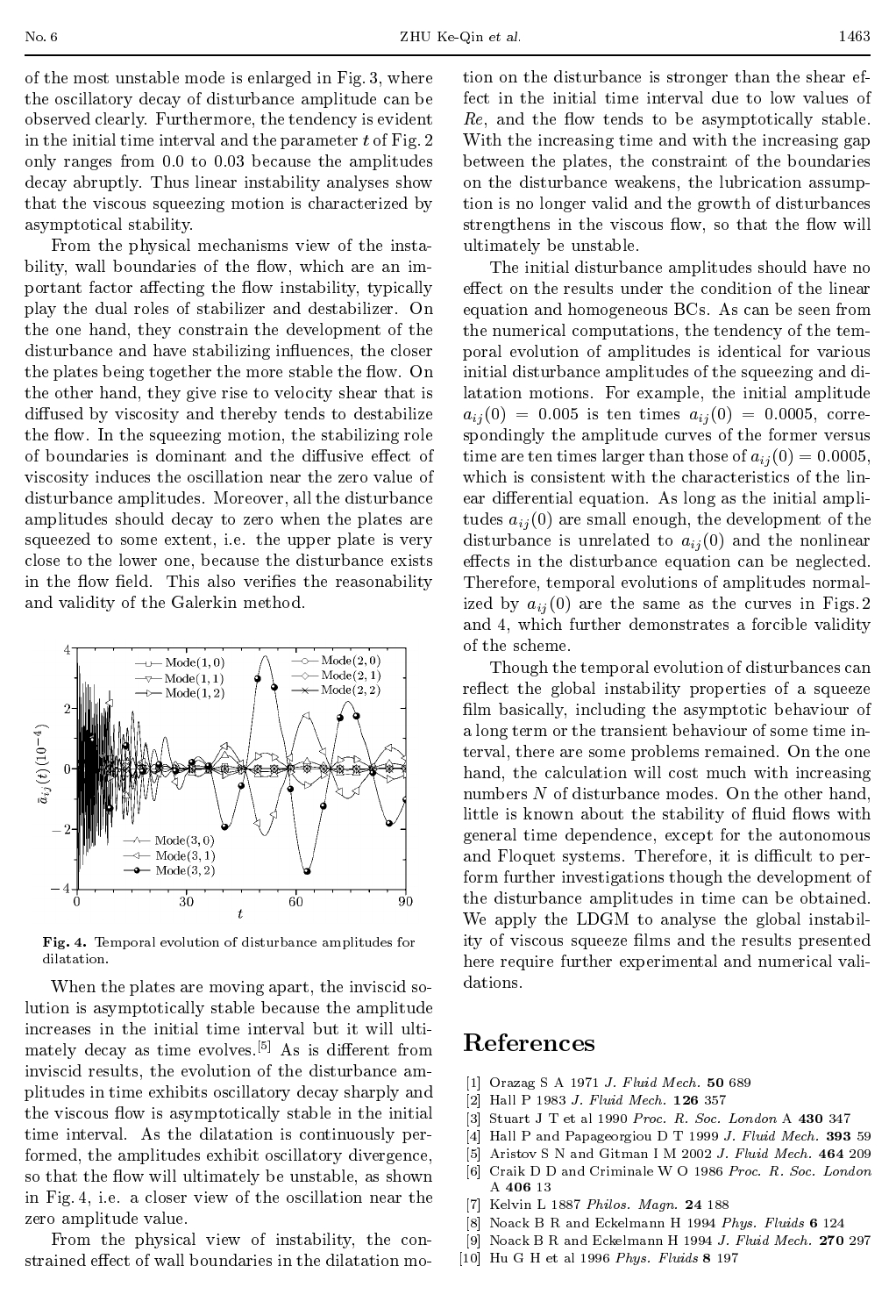of the most unstable mode is enlarged in Fig. 3, where the oscillatory decay of disturbance amplitude can be observed clearly. Furthermore, the tendency is evident in the initial time interval and the parameter $t$ of Fig. 2 only ranges from 0.0 to 0.03 because the amplitudes decay abruptly. Thus linear instability analyses show that the viscous squeezing motion is characterized by asymptotical stability.

From the physical mechanisms view of the instability, wall boundaries of the flow, which are an important factor affecting the flow instability, typically play the dual roles of stabilizer and destabilizer. On the one hand, they constrain the development of the disturbance and have stabilizing influences, the closer the plates being together the more stable the flow. On the other hand, they give rise to velocity shear that is diffused by viscosity and thereby tends to destabilize the flow. In the squeezing motion, the stabilizing role of boundaries is dominant and the diffusive effect of viscosity induces the oscillation near the zero value of disturbance amplitudes. Moreover, all the disturbance amplitudes should decay to zero when the plates are squeezed to some extent, i.e. the upper plate is very close to the lower one, because the disturbance exists in the flow field. This also verifies the reasonability and validity of the Galerkin method.

Mode(1, 0)
Mode(1, 1)
Mode(1, 2)
Mode(2, 0)
Mode(2, 1)
Mode(2, 2)
Mode(3, 0)
Mode(3, 1)
Mode(3, 2)
$\bar{a}_{ij}(t)(10^{-4})$
$t$
4
2
0
−2
−4
0
30
60
90

**Fig. 4.** Temporal evolution of disturbance amplitudes for dilatation.

When the plates are moving apart, the inviscid solution is asymptotically stable because the amplitude increases in the initial time interval but it will ultimately decay as time evolves.[5] As is different from inviscid results, the evolution of the disturbance amplitudes in time exhibits oscillatory decay sharply and the viscous flow is asymptotically stable in the initial time interval. As the dilatation is continuously performed, the amplitudes exhibit oscillatory divergence, so that the flow will ultimately be unstable, as shown in Fig. 4, i.e. a closer view of the oscillation near the zero amplitude value.

From the physical view of instability, the constrained effect of wall boundaries in the dilatation motion on the disturbance is stronger than the shear effect in the initial time interval due to low values of $Re$, and the flow tends to be asymptotically stable. With the increasing time and with the increasing gap between the plates, the constraint of the boundaries on the disturbance weakens, the lubrication assumption is no longer valid and the growth of disturbances strengthens in the viscous flow, so that the flow will ultimately be unstable.

The initial disturbance amplitudes should have no effect on the results under the condition of the linear equation and homogeneous BCs. As can be seen from the numerical computations, the tendency of the temporal evolution of amplitudes is identical for various initial disturbance amplitudes of the squeezing and dilatation motions. For example, the initial amplitude $a_{ij}(0) = 0.005$ is ten times $a_{ij}(0) = 0.0005$, correspondingly the amplitude curves of the former versus time are ten times larger than those of $a_{ij}(0) = 0.0005$, which is consistent with the characteristics of the linear differential equation. As long as the initial amplitudes $a_{ij}(0)$ are small enough, the development of the disturbance is unrelated to $a_{ij}(0)$ and the nonlinear effects in the disturbance equation can be neglected. Therefore, temporal evolutions of amplitudes normalized by $a_{ij}(0)$ are the same as the curves in Figs. 2 and 4, which further demonstrates a forcible validity of the scheme.

Though the temporal evolution of disturbances can reflect the global instability properties of a squeeze film basically, including the asymptotic behaviour of a long term or the transient behaviour of some time interval, there are some problems remained. On the one hand, the calculation will cost much with increasing numbers $N$ of disturbance modes. On the other hand, little is known about the stability of fluid flows with general time dependence, except for the autonomous and Floquet systems. Therefore, it is difficult to perform further investigations though the development of the disturbance amplitudes in time can be obtained. We apply the LDGM to analyse the global instability of viscous squeeze films and the results presented here require further experimental and numerical validations.

## References

[1] Orazag S A 1971 *J. Fluid Mech.* **50** 689

[2] Hall P 1983 *J. Fluid Mech.* **126** 357

[3] Stuart J T et al 1990 *Proc. R. Soc. London* A **430** 347

[4] Hall P and Papageorgiou D T 1999 *J. Fluid Mech.* **393** 59

[5] Aristov S N and Gitman I M 2002 *J. Fluid Mech.* **464** 209

[6] Craik D D and Criminale W O 1986 *Proc. R. Soc. London* A **406** 13

[7] Kelvin L 1887 *Philos. Magn.* **24** 188

[8] Noack B R and Eckelmann H 1994 *Phys. Fluids* **6** 124

[9] Noack B R and Eckelmann H 1994 *J. Fluid Mech.* **270** 297

[10] Hu G H et al 1996 *Phys. Fluids* **8** 197